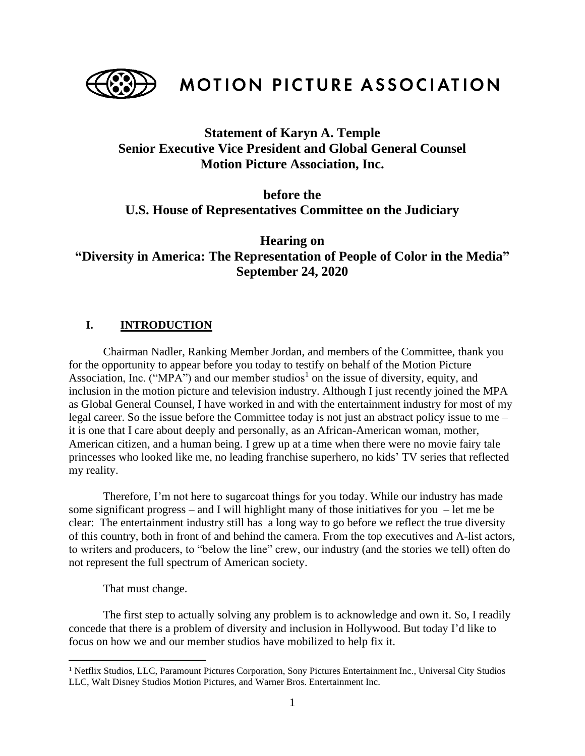# MOTION PICTURE ASSOCIATION

**Statement of Karyn A. Temple**
**Senior Executive Vice President and Global General Counsel**
**Motion Picture Association, Inc.**

**before the**
**U.S. House of Representatives Committee on the Judiciary**

**Hearing on**
**"Diversity in America: The Representation of People of Color in the Media"**
**September 24, 2020**

## I. INTRODUCTION

Chairman Nadler, Ranking Member Jordan, and members of the Committee, thank you for the opportunity to appear before you today to testify on behalf of the Motion Picture Association, Inc. ("MPA") and our member studios[1] on the issue of diversity, equity, and inclusion in the motion picture and television industry. Although I just recently joined the MPA as Global General Counsel, I have worked in and with the entertainment industry for most of my legal career. So the issue before the Committee today is not just an abstract policy issue to me – it is one that I care about deeply and personally, as an African-American woman, mother, American citizen, and a human being. I grew up at a time when there were no movie fairy tale princesses who looked like me, no leading franchise superhero, no kids' TV series that reflected my reality.

Therefore, I'm not here to sugarcoat things for you today. While our industry has made some significant progress – and I will highlight many of those initiatives for you – let me be clear: The entertainment industry still has a long way to go before we reflect the true diversity of this country, both in front of and behind the camera. From the top executives and A-list actors, to writers and producers, to "below the line" crew, our industry (and the stories we tell) often do not represent the full spectrum of American society.

That must change.

The first step to actually solving any problem is to acknowledge and own it. So, I readily concede that there is a problem of diversity and inclusion in Hollywood. But today I'd like to focus on how we and our member studios have mobilized to help fix it.

[1] Netflix Studios, LLC, Paramount Pictures Corporation, Sony Pictures Entertainment Inc., Universal City Studios LLC, Walt Disney Studios Motion Pictures, and Warner Bros. Entertainment Inc.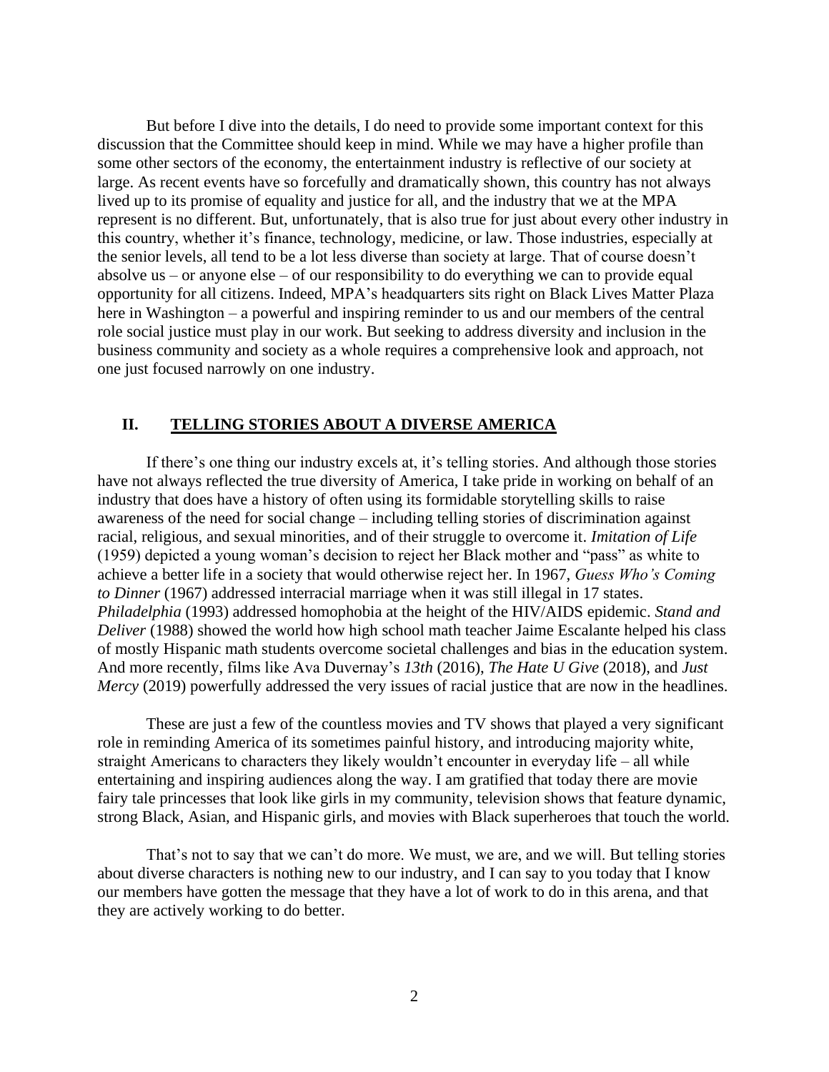But before I dive into the details, I do need to provide some important context for this discussion that the Committee should keep in mind. While we may have a higher profile than some other sectors of the economy, the entertainment industry is reflective of our society at large. As recent events have so forcefully and dramatically shown, this country has not always lived up to its promise of equality and justice for all, and the industry that we at the MPA represent is no different. But, unfortunately, that is also true for just about every other industry in this country, whether it's finance, technology, medicine, or law. Those industries, especially at the senior levels, all tend to be a lot less diverse than society at large. That of course doesn't absolve us – or anyone else – of our responsibility to do everything we can to provide equal opportunity for all citizens. Indeed, MPA's headquarters sits right on Black Lives Matter Plaza here in Washington – a powerful and inspiring reminder to us and our members of the central role social justice must play in our work. But seeking to address diversity and inclusion in the business community and society as a whole requires a comprehensive look and approach, not one just focused narrowly on one industry.

## II. TELLING STORIES ABOUT A DIVERSE AMERICA

If there's one thing our industry excels at, it's telling stories. And although those stories have not always reflected the true diversity of America, I take pride in working on behalf of an industry that does have a history of often using its formidable storytelling skills to raise awareness of the need for social change – including telling stories of discrimination against racial, religious, and sexual minorities, and of their struggle to overcome it. *Imitation of Life* (1959) depicted a young woman's decision to reject her Black mother and "pass" as white to achieve a better life in a society that would otherwise reject her. In 1967, *Guess Who's Coming to Dinner* (1967) addressed interracial marriage when it was still illegal in 17 states. *Philadelphia* (1993) addressed homophobia at the height of the HIV/AIDS epidemic. *Stand and Deliver* (1988) showed the world how high school math teacher Jaime Escalante helped his class of mostly Hispanic math students overcome societal challenges and bias in the education system. And more recently, films like Ava Duvernay's *13th* (2016), *The Hate U Give* (2018), and *Just Mercy* (2019) powerfully addressed the very issues of racial justice that are now in the headlines.

These are just a few of the countless movies and TV shows that played a very significant role in reminding America of its sometimes painful history, and introducing majority white, straight Americans to characters they likely wouldn't encounter in everyday life – all while entertaining and inspiring audiences along the way. I am gratified that today there are movie fairy tale princesses that look like girls in my community, television shows that feature dynamic, strong Black, Asian, and Hispanic girls, and movies with Black superheroes that touch the world.

That's not to say that we can't do more. We must, we are, and we will. But telling stories about diverse characters is nothing new to our industry, and I can say to you today that I know our members have gotten the message that they have a lot of work to do in this arena, and that they are actively working to do better.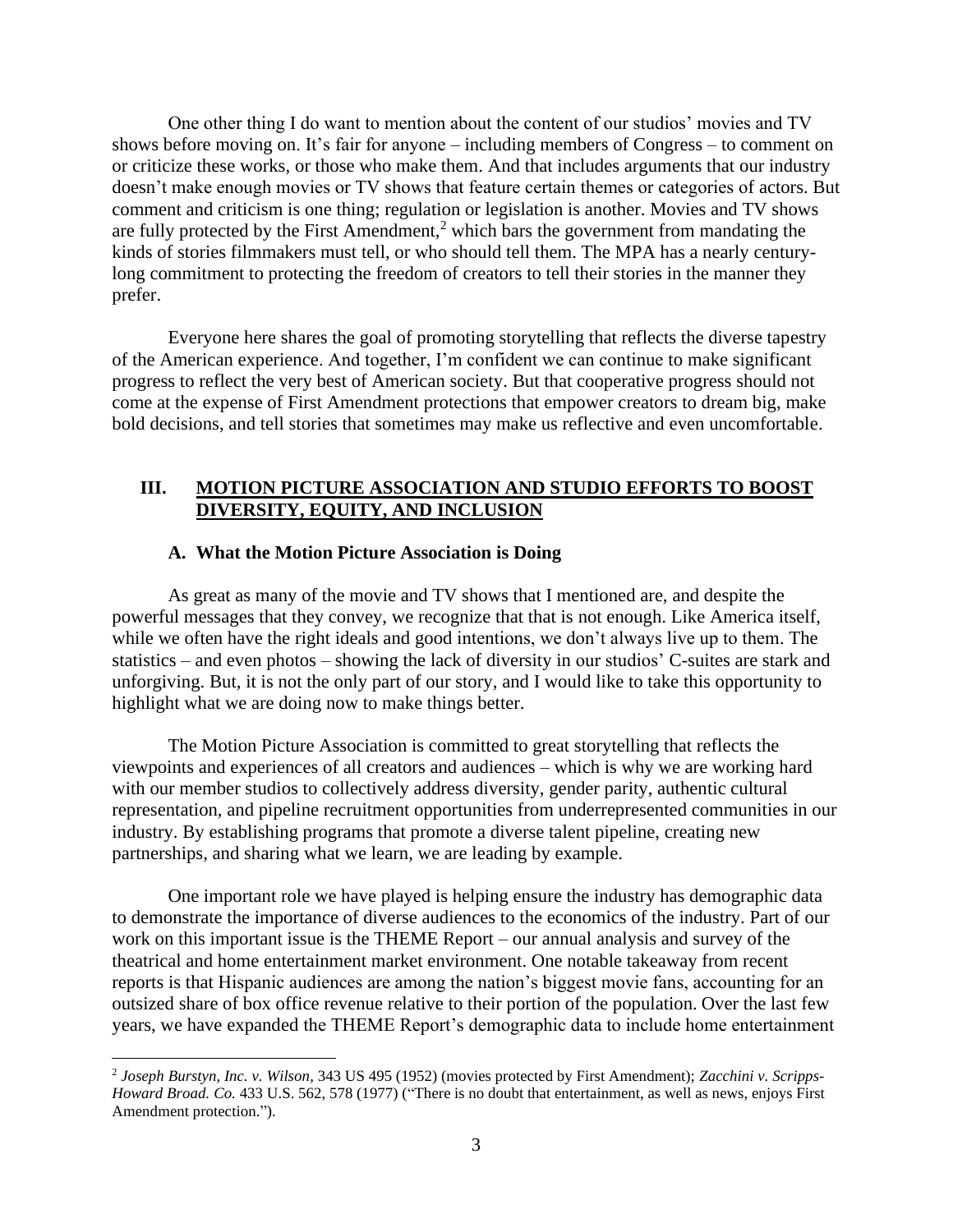One other thing I do want to mention about the content of our studios' movies and TV shows before moving on. It's fair for anyone – including members of Congress – to comment on or criticize these works, or those who make them. And that includes arguments that our industry doesn't make enough movies or TV shows that feature certain themes or categories of actors. But comment and criticism is one thing; regulation or legislation is another. Movies and TV shows are fully protected by the First Amendment,[2] which bars the government from mandating the kinds of stories filmmakers must tell, or who should tell them. The MPA has a nearly century-long commitment to protecting the freedom of creators to tell their stories in the manner they prefer.

Everyone here shares the goal of promoting storytelling that reflects the diverse tapestry of the American experience. And together, I'm confident we can continue to make significant progress to reflect the very best of American society. But that cooperative progress should not come at the expense of First Amendment protections that empower creators to dream big, make bold decisions, and tell stories that sometimes may make us reflective and even uncomfortable.

## III. MOTION PICTURE ASSOCIATION AND STUDIO EFFORTS TO BOOST DIVERSITY, EQUITY, AND INCLUSION

### A. What the Motion Picture Association is Doing

As great as many of the movie and TV shows that I mentioned are, and despite the powerful messages that they convey, we recognize that that is not enough. Like America itself, while we often have the right ideals and good intentions, we don't always live up to them. The statistics – and even photos – showing the lack of diversity in our studios' C-suites are stark and unforgiving. But, it is not the only part of our story, and I would like to take this opportunity to highlight what we are doing now to make things better.

The Motion Picture Association is committed to great storytelling that reflects the viewpoints and experiences of all creators and audiences – which is why we are working hard with our member studios to collectively address diversity, gender parity, authentic cultural representation, and pipeline recruitment opportunities from underrepresented communities in our industry. By establishing programs that promote a diverse talent pipeline, creating new partnerships, and sharing what we learn, we are leading by example.

One important role we have played is helping ensure the industry has demographic data to demonstrate the importance of diverse audiences to the economics of the industry. Part of our work on this important issue is the THEME Report – our annual analysis and survey of the theatrical and home entertainment market environment. One notable takeaway from recent reports is that Hispanic audiences are among the nation's biggest movie fans, accounting for an outsized share of box office revenue relative to their portion of the population. Over the last few years, we have expanded the THEME Report's demographic data to include home entertainment

---

[2] *Joseph Burstyn, Inc. v. Wilson*, 343 US 495 (1952) (movies protected by First Amendment); *Zacchini v. Scripps-Howard Broad. Co.* 433 U.S. 562, 578 (1977) ("There is no doubt that entertainment, as well as news, enjoys First Amendment protection.").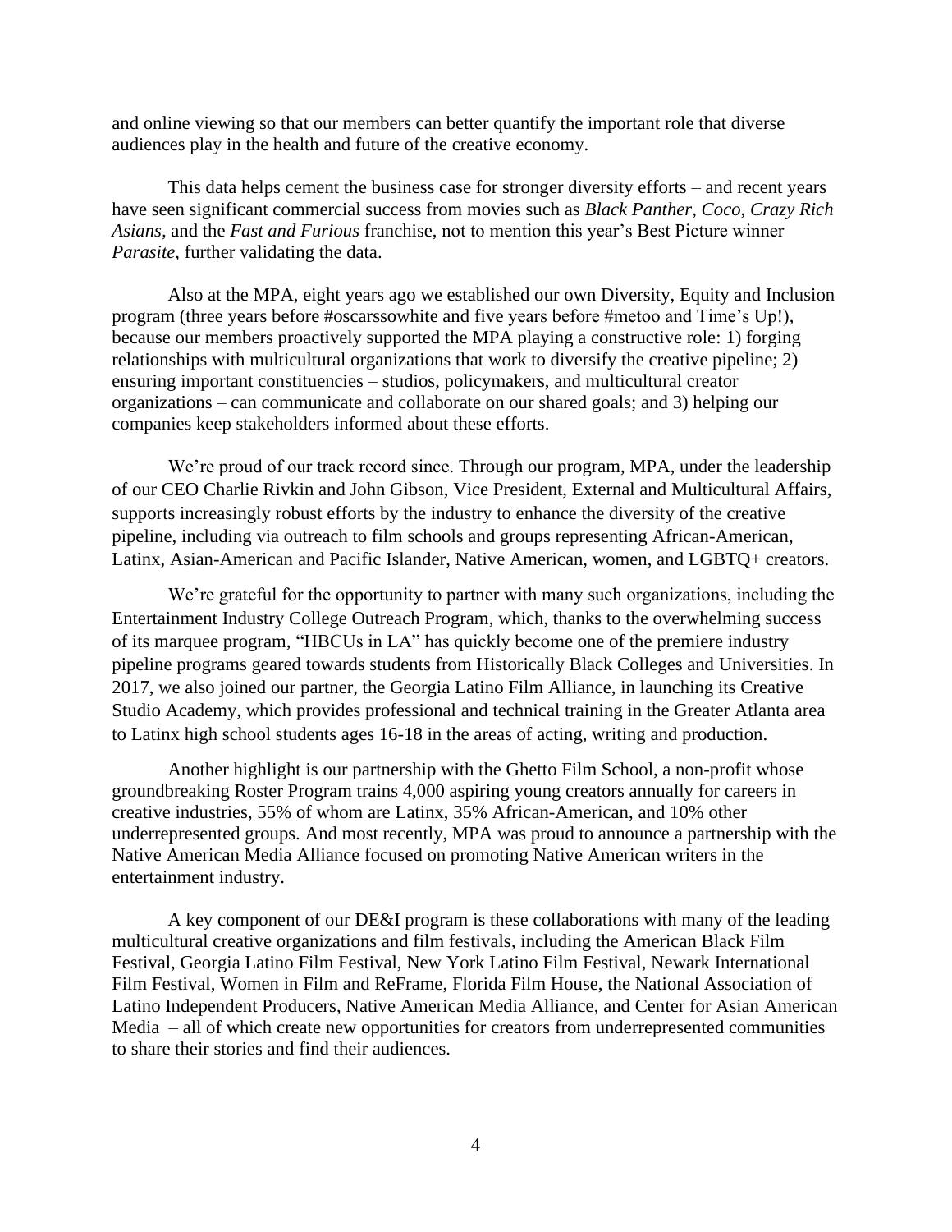and online viewing so that our members can better quantify the important role that diverse audiences play in the health and future of the creative economy.

This data helps cement the business case for stronger diversity efforts – and recent years have seen significant commercial success from movies such as *Black Panther*, *Coco*, *Crazy Rich Asians*, and the *Fast and Furious* franchise, not to mention this year's Best Picture winner *Parasite*, further validating the data.

Also at the MPA, eight years ago we established our own Diversity, Equity and Inclusion program (three years before #oscarssowhite and five years before #metoo and Time's Up!), because our members proactively supported the MPA playing a constructive role: 1) forging relationships with multicultural organizations that work to diversify the creative pipeline; 2) ensuring important constituencies – studios, policymakers, and multicultural creator organizations – can communicate and collaborate on our shared goals; and 3) helping our companies keep stakeholders informed about these efforts.

We're proud of our track record since. Through our program, MPA, under the leadership of our CEO Charlie Rivkin and John Gibson, Vice President, External and Multicultural Affairs, supports increasingly robust efforts by the industry to enhance the diversity of the creative pipeline, including via outreach to film schools and groups representing African-American, Latinx, Asian-American and Pacific Islander, Native American, women, and LGBTQ+ creators.

We're grateful for the opportunity to partner with many such organizations, including the Entertainment Industry College Outreach Program, which, thanks to the overwhelming success of its marquee program, "HBCUs in LA" has quickly become one of the premiere industry pipeline programs geared towards students from Historically Black Colleges and Universities. In 2017, we also joined our partner, the Georgia Latino Film Alliance, in launching its Creative Studio Academy, which provides professional and technical training in the Greater Atlanta area to Latinx high school students ages 16-18 in the areas of acting, writing and production.

Another highlight is our partnership with the Ghetto Film School, a non-profit whose groundbreaking Roster Program trains 4,000 aspiring young creators annually for careers in creative industries, 55% of whom are Latinx, 35% African-American, and 10% other underrepresented groups. And most recently, MPA was proud to announce a partnership with the Native American Media Alliance focused on promoting Native American writers in the entertainment industry.

A key component of our DE&I program is these collaborations with many of the leading multicultural creative organizations and film festivals, including the American Black Film Festival, Georgia Latino Film Festival, New York Latino Film Festival, Newark International Film Festival, Women in Film and ReFrame, Florida Film House, the National Association of Latino Independent Producers, Native American Media Alliance, and Center for Asian American Media – all of which create new opportunities for creators from underrepresented communities to share their stories and find their audiences.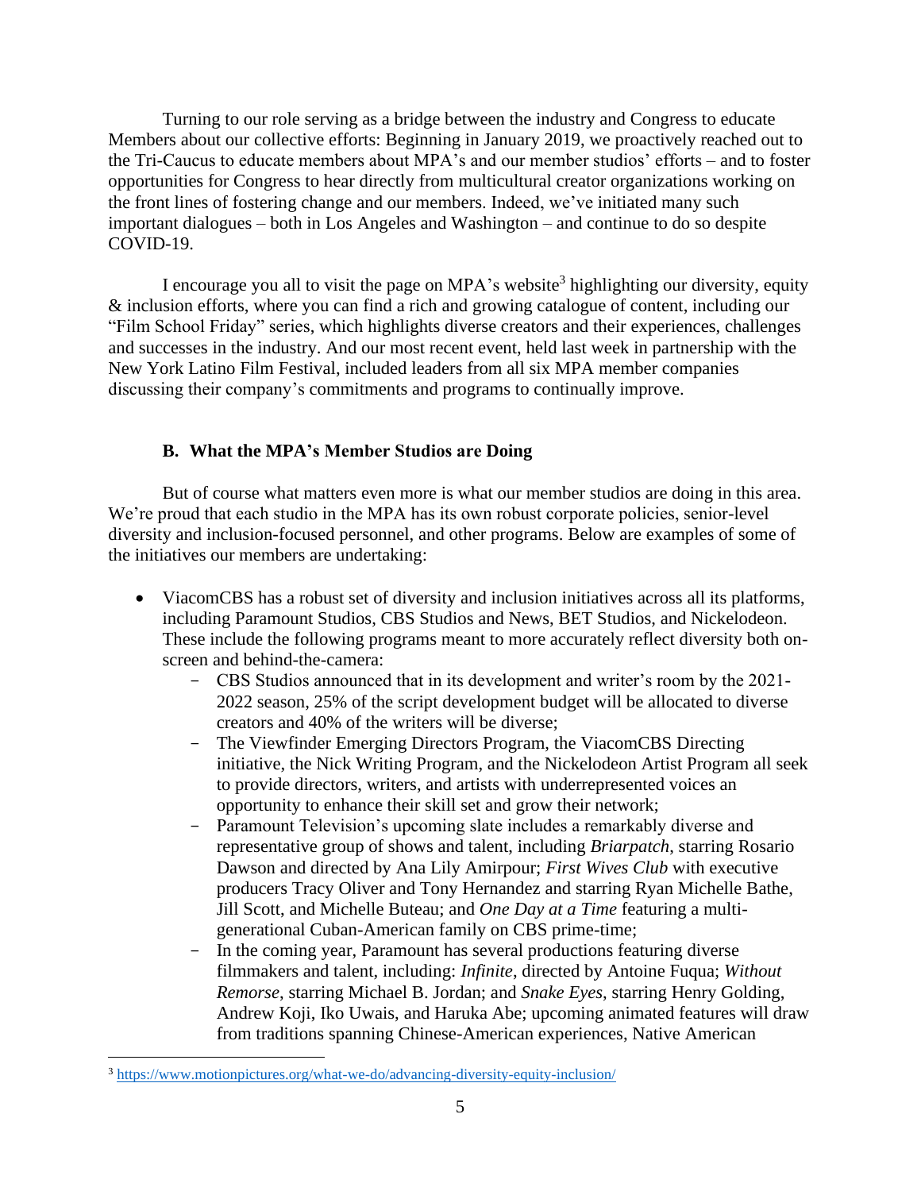Turning to our role serving as a bridge between the industry and Congress to educate Members about our collective efforts: Beginning in January 2019, we proactively reached out to the Tri-Caucus to educate members about MPA's and our member studios' efforts – and to foster opportunities for Congress to hear directly from multicultural creator organizations working on the front lines of fostering change and our members. Indeed, we've initiated many such important dialogues – both in Los Angeles and Washington – and continue to do so despite COVID-19.

I encourage you all to visit the page on MPA's website[3] highlighting our diversity, equity & inclusion efforts, where you can find a rich and growing catalogue of content, including our "Film School Friday" series, which highlights diverse creators and their experiences, challenges and successes in the industry. And our most recent event, held last week in partnership with the New York Latino Film Festival, included leaders from all six MPA member companies discussing their company's commitments and programs to continually improve.

### B. What the MPA's Member Studios are Doing

But of course what matters even more is what our member studios are doing in this area. We're proud that each studio in the MPA has its own robust corporate policies, senior-level diversity and inclusion-focused personnel, and other programs. Below are examples of some of the initiatives our members are undertaking:

- ViacomCBS has a robust set of diversity and inclusion initiatives across all its platforms, including Paramount Studios, CBS Studios and News, BET Studios, and Nickelodeon. These include the following programs meant to more accurately reflect diversity both on-screen and behind-the-camera:
  - CBS Studios announced that in its development and writer's room by the 2021-2022 season, 25% of the script development budget will be allocated to diverse creators and 40% of the writers will be diverse;
  - The Viewfinder Emerging Directors Program, the ViacomCBS Directing initiative, the Nick Writing Program, and the Nickelodeon Artist Program all seek to provide directors, writers, and artists with underrepresented voices an opportunity to enhance their skill set and grow their network;
  - Paramount Television's upcoming slate includes a remarkably diverse and representative group of shows and talent, including *Briarpatch*, starring Rosario Dawson and directed by Ana Lily Amirpour; *First Wives Club* with executive producers Tracy Oliver and Tony Hernandez and starring Ryan Michelle Bathe, Jill Scott, and Michelle Buteau; and *One Day at a Time* featuring a multi-generational Cuban-American family on CBS prime-time;
  - In the coming year, Paramount has several productions featuring diverse filmmakers and talent, including: *Infinite*, directed by Antoine Fuqua; *Without Remorse*, starring Michael B. Jordan; and *Snake Eyes*, starring Henry Golding, Andrew Koji, Iko Uwais, and Haruka Abe; upcoming animated features will draw from traditions spanning Chinese-American experiences, Native American

[3] https://www.motionpictures.org/what-we-do/advancing-diversity-equity-inclusion/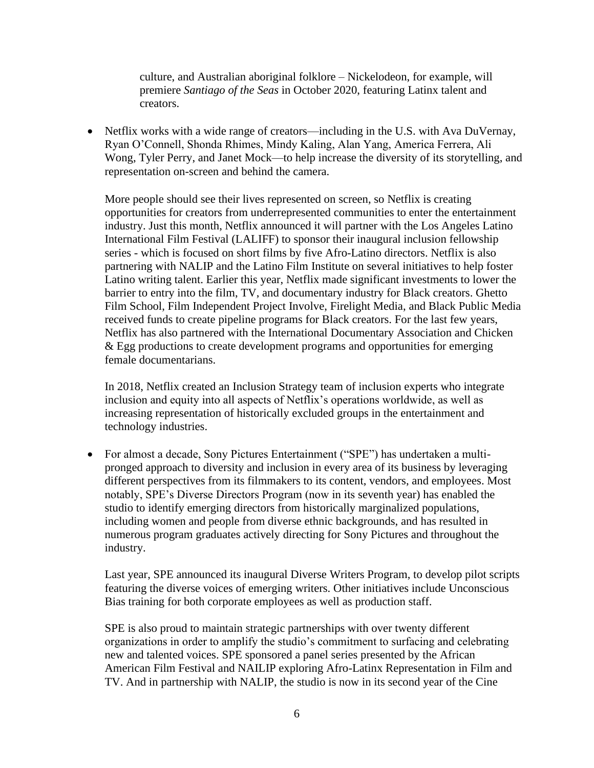culture, and Australian aboriginal folklore – Nickelodeon, for example, will premiere *Santiago of the Seas* in October 2020, featuring Latinx talent and creators.

- Netflix works with a wide range of creators—including in the U.S. with Ava DuVernay, Ryan O'Connell, Shonda Rhimes, Mindy Kaling, Alan Yang, America Ferrera, Ali Wong, Tyler Perry, and Janet Mock—to help increase the diversity of its storytelling, and representation on-screen and behind the camera.

  More people should see their lives represented on screen, so Netflix is creating opportunities for creators from underrepresented communities to enter the entertainment industry. Just this month, Netflix announced it will partner with the Los Angeles Latino International Film Festival (LALIFF) to sponsor their inaugural inclusion fellowship series - which is focused on short films by five Afro-Latino directors. Netflix is also partnering with NALIP and the Latino Film Institute on several initiatives to help foster Latino writing talent. Earlier this year, Netflix made significant investments to lower the barrier to entry into the film, TV, and documentary industry for Black creators. Ghetto Film School, Film Independent Project Involve, Firelight Media, and Black Public Media received funds to create pipeline programs for Black creators. For the last few years, Netflix has also partnered with the International Documentary Association and Chicken & Egg productions to create development programs and opportunities for emerging female documentarians.

  In 2018, Netflix created an Inclusion Strategy team of inclusion experts who integrate inclusion and equity into all aspects of Netflix's operations worldwide, as well as increasing representation of historically excluded groups in the entertainment and technology industries.

- For almost a decade, Sony Pictures Entertainment ("SPE") has undertaken a multi-pronged approach to diversity and inclusion in every area of its business by leveraging different perspectives from its filmmakers to its content, vendors, and employees. Most notably, SPE's Diverse Directors Program (now in its seventh year) has enabled the studio to identify emerging directors from historically marginalized populations, including women and people from diverse ethnic backgrounds, and has resulted in numerous program graduates actively directing for Sony Pictures and throughout the industry.

  Last year, SPE announced its inaugural Diverse Writers Program, to develop pilot scripts featuring the diverse voices of emerging writers. Other initiatives include Unconscious Bias training for both corporate employees as well as production staff.

  SPE is also proud to maintain strategic partnerships with over twenty different organizations in order to amplify the studio's commitment to surfacing and celebrating new and talented voices. SPE sponsored a panel series presented by the African American Film Festival and NAILIP exploring Afro-Latinx Representation in Film and TV. And in partnership with NALIP, the studio is now in its second year of the Cine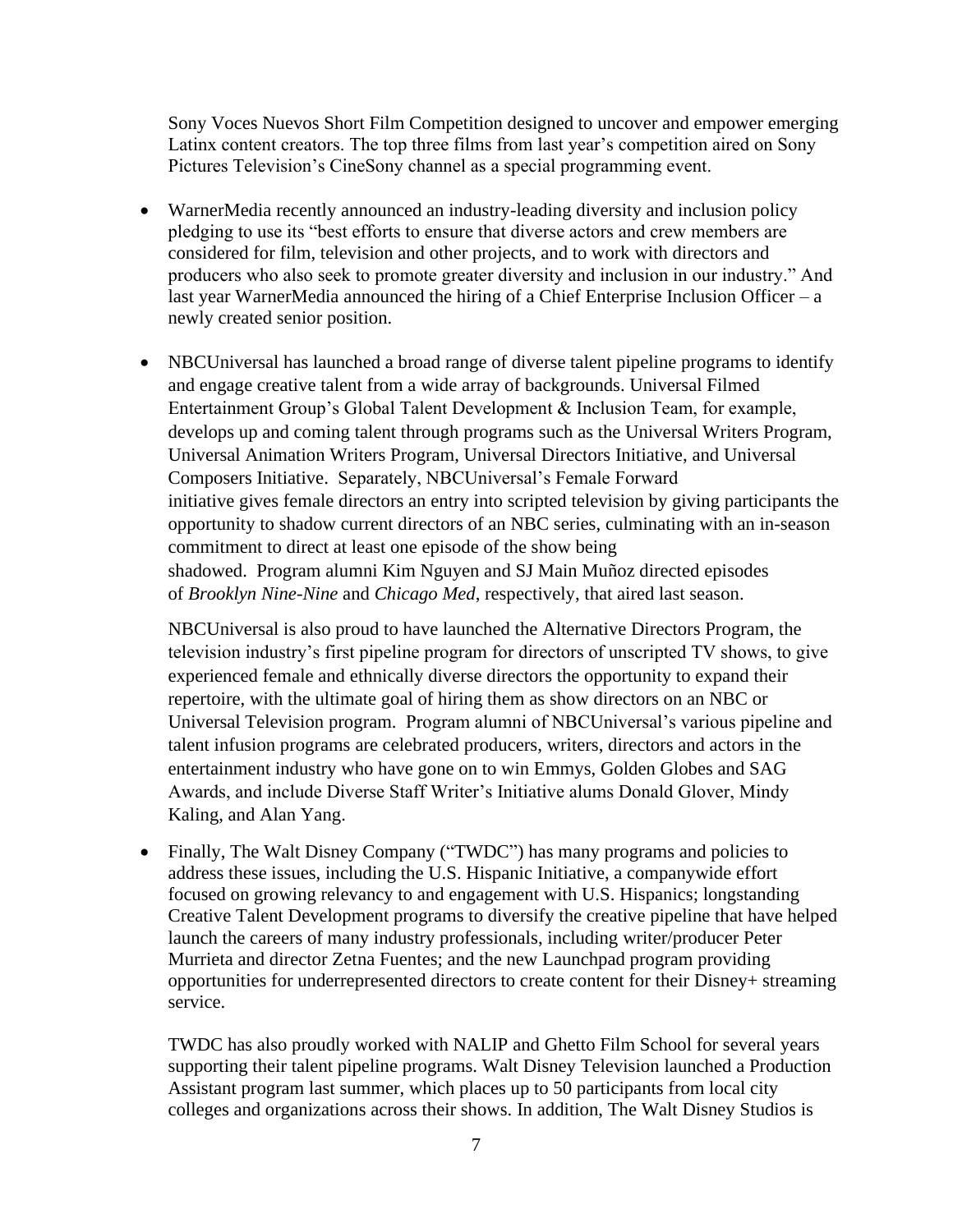Sony Voces Nuevos Short Film Competition designed to uncover and empower emerging Latinx content creators. The top three films from last year's competition aired on Sony Pictures Television's CineSony channel as a special programming event.

- WarnerMedia recently announced an industry-leading diversity and inclusion policy pledging to use its "best efforts to ensure that diverse actors and crew members are considered for film, television and other projects, and to work with directors and producers who also seek to promote greater diversity and inclusion in our industry." And last year WarnerMedia announced the hiring of a Chief Enterprise Inclusion Officer – a newly created senior position.

- NBCUniversal has launched a broad range of diverse talent pipeline programs to identify and engage creative talent from a wide array of backgrounds. Universal Filmed Entertainment Group's Global Talent Development & Inclusion Team, for example, develops up and coming talent through programs such as the Universal Writers Program, Universal Animation Writers Program, Universal Directors Initiative, and Universal Composers Initiative. Separately, NBCUniversal's Female Forward initiative gives female directors an entry into scripted television by giving participants the opportunity to shadow current directors of an NBC series, culminating with an in-season commitment to direct at least one episode of the show being shadowed. Program alumni Kim Nguyen and SJ Main Muñoz directed episodes of *Brooklyn Nine-Nine* and *Chicago Med*, respectively, that aired last season.

  NBCUniversal is also proud to have launched the Alternative Directors Program, the television industry's first pipeline program for directors of unscripted TV shows, to give experienced female and ethnically diverse directors the opportunity to expand their repertoire, with the ultimate goal of hiring them as show directors on an NBC or Universal Television program. Program alumni of NBCUniversal's various pipeline and talent infusion programs are celebrated producers, writers, directors and actors in the entertainment industry who have gone on to win Emmys, Golden Globes and SAG Awards, and include Diverse Staff Writer's Initiative alums Donald Glover, Mindy Kaling, and Alan Yang.

- Finally, The Walt Disney Company ("TWDC") has many programs and policies to address these issues, including the U.S. Hispanic Initiative, a companywide effort focused on growing relevancy to and engagement with U.S. Hispanics; longstanding Creative Talent Development programs to diversify the creative pipeline that have helped launch the careers of many industry professionals, including writer/producer Peter Murrieta and director Zetna Fuentes; and the new Launchpad program providing opportunities for underrepresented directors to create content for their Disney+ streaming service.

  TWDC has also proudly worked with NALIP and Ghetto Film School for several years supporting their talent pipeline programs. Walt Disney Television launched a Production Assistant program last summer, which places up to 50 participants from local city colleges and organizations across their shows. In addition, The Walt Disney Studios is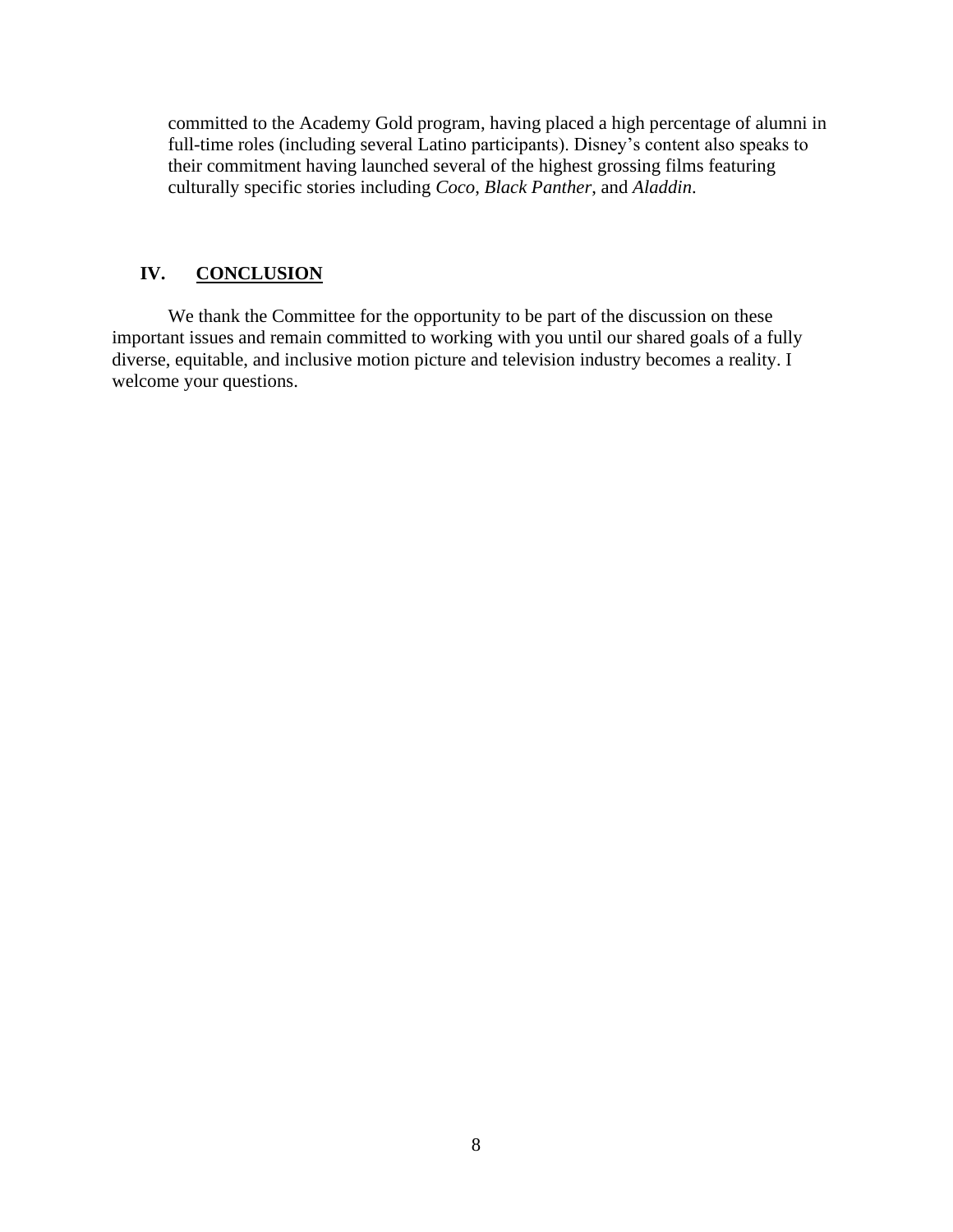committed to the Academy Gold program, having placed a high percentage of alumni in full-time roles (including several Latino participants). Disney's content also speaks to their commitment having launched several of the highest grossing films featuring culturally specific stories including *Coco*, *Black Panther*, and *Aladdin*.

## IV. **CONCLUSION**

We thank the Committee for the opportunity to be part of the discussion on these important issues and remain committed to working with you until our shared goals of a fully diverse, equitable, and inclusive motion picture and television industry becomes a reality. I welcome your questions.